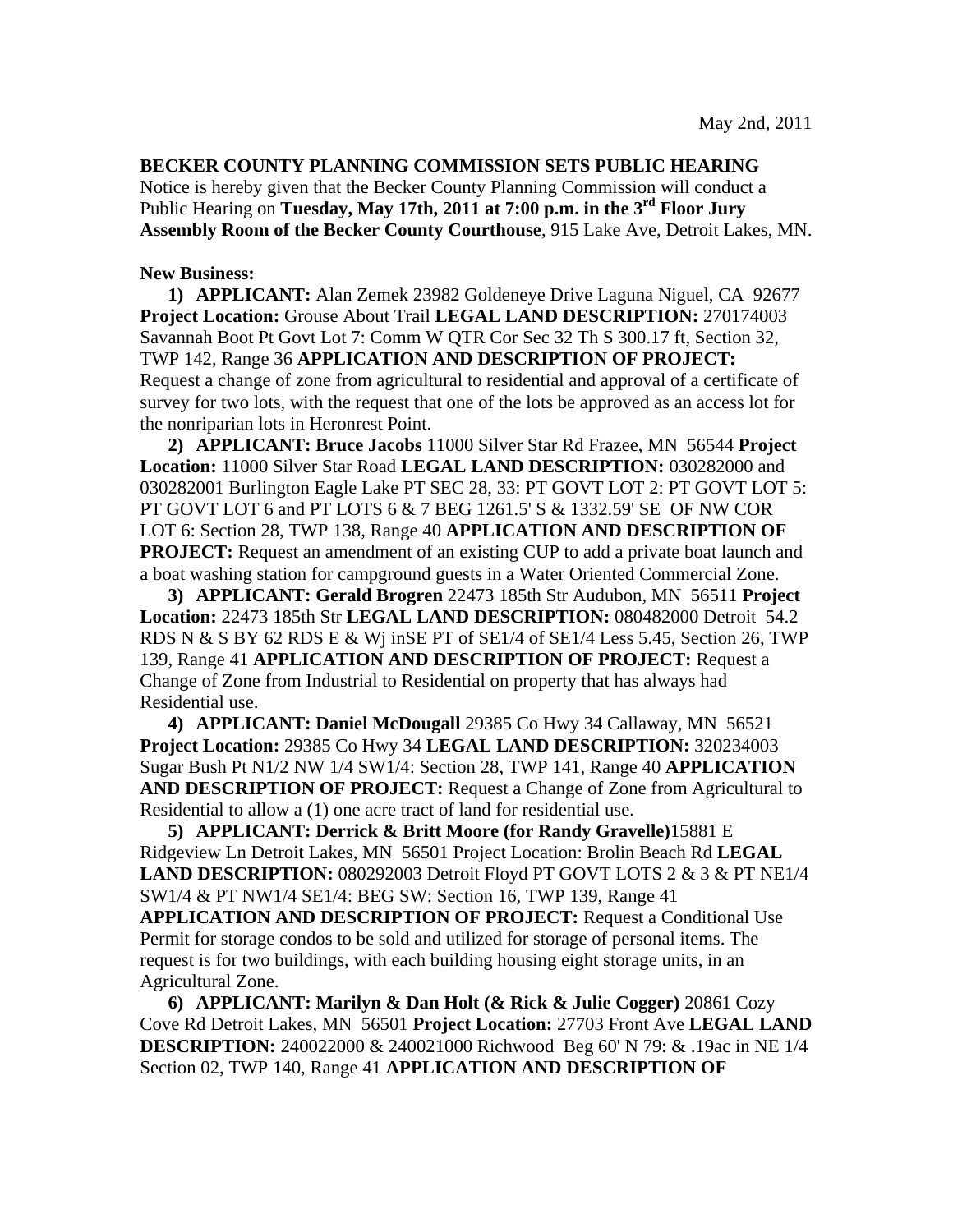May 2nd, 2011

**BECKER COUNTY PLANNING COMMISSION SETS PUBLIC HEARING**

Notice is hereby given that the Becker County Planning Commission will conduct a Public Hearing on **Tuesday, May 17th, 2011 at 7:00 p.m. in the 3rd Floor Jury Assembly Room of the Becker County Courthouse**, 915 Lake Ave, Detroit Lakes, MN.

**New Business:**

1) **APPLICANT:** Alan Zemek 23982 Goldeneye Drive Laguna Niguel, CA 92677 **Project Location:** Grouse About Trail **LEGAL LAND DESCRIPTION:** 270174003 Savannah Boot Pt Govt Lot 7: Comm W QTR Cor Sec 32 Th S 300.17 ft, Section 32, TWP 142, Range 36 **APPLICATION AND DESCRIPTION OF PROJECT:** Request a change of zone from agricultural to residential and approval of a certificate of survey for two lots, with the request that one of the lots be approved as an access lot for the nonriparian lots in Heronrest Point.

2) **APPLICANT: Bruce Jacobs** 11000 Silver Star Rd Frazee, MN 56544 **Project Location:** 11000 Silver Star Road **LEGAL LAND DESCRIPTION:** 030282000 and 030282001 Burlington Eagle Lake PT SEC 28, 33: PT GOVT LOT 2: PT GOVT LOT 5: PT GOVT LOT 6 and PT LOTS 6 & 7 BEG 1261.5' S & 1332.59' SE OF NW COR LOT 6: Section 28, TWP 138, Range 40 **APPLICATION AND DESCRIPTION OF PROJECT:** Request an amendment of an existing CUP to add a private boat launch and a boat washing station for campground guests in a Water Oriented Commercial Zone.

3) **APPLICANT: Gerald Brogren** 22473 185th Str Audubon, MN 56511 **Project Location:** 22473 185th Str **LEGAL LAND DESCRIPTION:** 080482000 Detroit 54.2 RDS N & S BY 62 RDS E & Wj inSE PT of SE1/4 of SE1/4 Less 5.45, Section 26, TWP 139, Range 41 **APPLICATION AND DESCRIPTION OF PROJECT:** Request a Change of Zone from Industrial to Residential on property that has always had Residential use.

4) **APPLICANT: Daniel McDougall** 29385 Co Hwy 34 Callaway, MN 56521 **Project Location:** 29385 Co Hwy 34 **LEGAL LAND DESCRIPTION:** 320234003 Sugar Bush Pt N1/2 NW 1/4 SW1/4: Section 28, TWP 141, Range 40 **APPLICATION AND DESCRIPTION OF PROJECT:** Request a Change of Zone from Agricultural to Residential to allow a (1) one acre tract of land for residential use.

5) **APPLICANT: Derrick & Britt Moore (for Randy Gravelle)**15881 E Ridgeview Ln Detroit Lakes, MN 56501 Project Location: Brolin Beach Rd **LEGAL LAND DESCRIPTION:** 080292003 Detroit Floyd PT GOVT LOTS 2 & 3 & PT NE1/4 SW1/4 & PT NW1/4 SE1/4: BEG SW: Section 16, TWP 139, Range 41 **APPLICATION AND DESCRIPTION OF PROJECT:** Request a Conditional Use Permit for storage condos to be sold and utilized for storage of personal items. The request is for two buildings, with each building housing eight storage units, in an Agricultural Zone.

6) **APPLICANT: Marilyn & Dan Holt (& Rick & Julie Cogger)** 20861 Cozy Cove Rd Detroit Lakes, MN 56501 **Project Location:** 27703 Front Ave **LEGAL LAND DESCRIPTION:** 240022000 & 240021000 Richwood Beg 60' N 79: & .19ac in NE 1/4 Section 02, TWP 140, Range 41 **APPLICATION AND DESCRIPTION OF**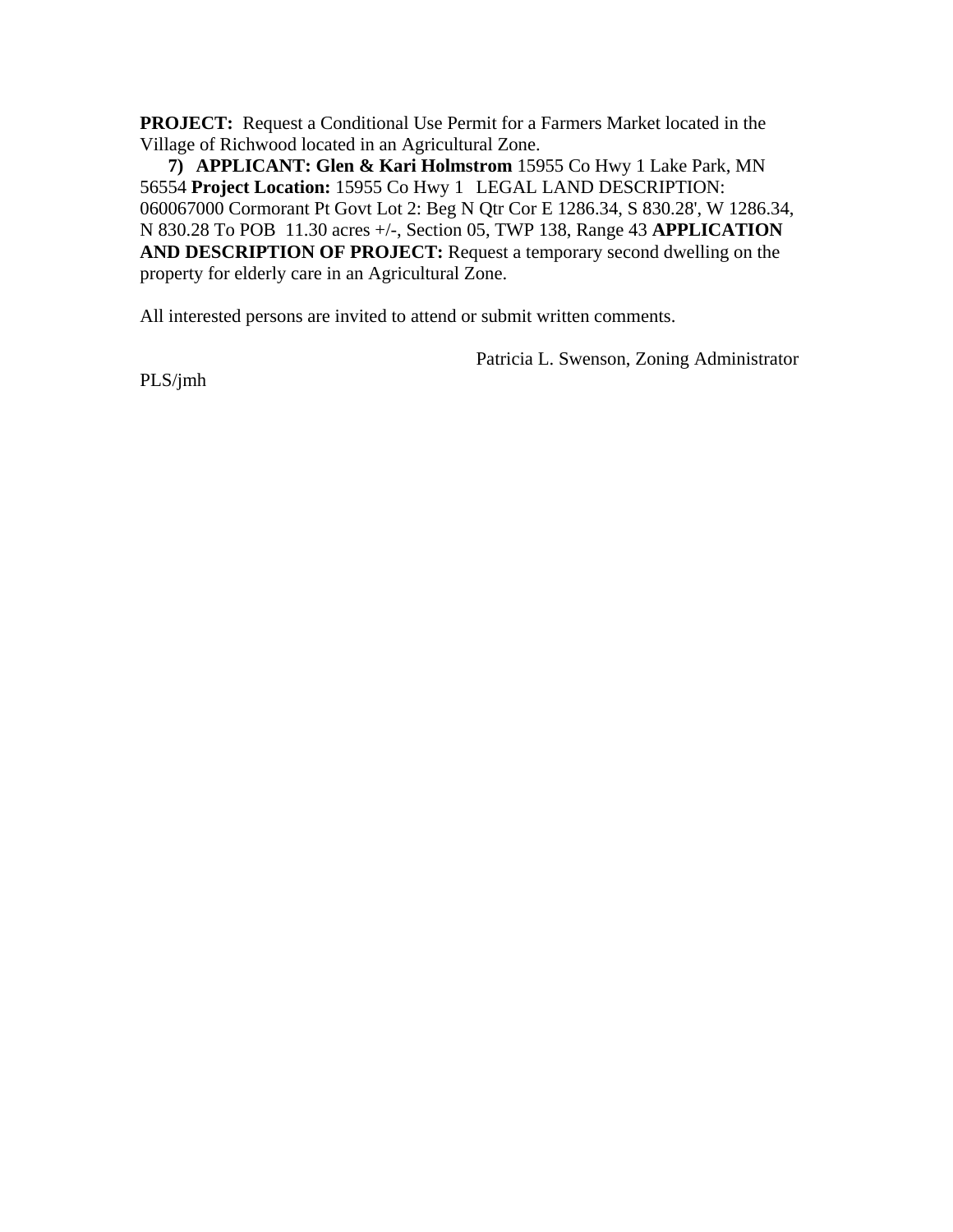**PROJECT:** Request a Conditional Use Permit for a Farmers Market located in the Village of Richwood located in an Agricultural Zone.

**7) APPLICANT: Glen & Kari Holmstrom** 15955 Co Hwy 1 Lake Park, MN 56554 **Project Location:** 15955 Co Hwy 1 LEGAL LAND DESCRIPTION: 060067000 Cormorant Pt Govt Lot 2: Beg N Qtr Cor E 1286.34, S 830.28', W 1286.34, N 830.28 To POB 11.30 acres +/-, Section 05, TWP 138, Range 43 **APPLICATION AND DESCRIPTION OF PROJECT:** Request a temporary second dwelling on the property for elderly care in an Agricultural Zone.

All interested persons are invited to attend or submit written comments.

Patricia L. Swenson, Zoning Administrator

PLS/jmh